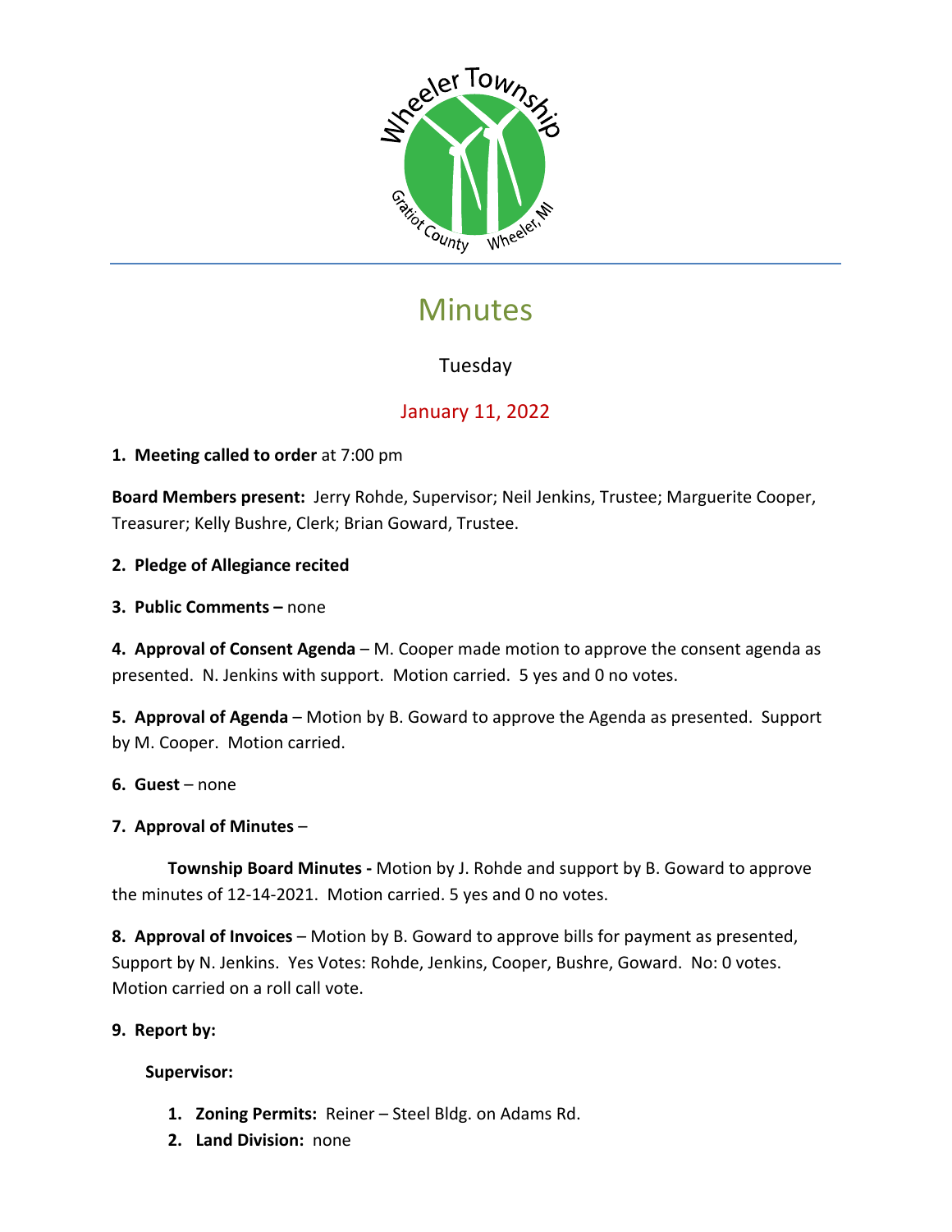# Minutes

Tuesday

January 11, 2022

**1. Meeting called to order** at 7:00 pm

**Board Members present:** Jerry Rohde, Supervisor; Neil Jenkins, Trustee; Marguerite Cooper, Treasurer; Kelly Bushre, Clerk; Brian Goward, Trustee.

**2. Pledge of Allegiance recited**

**3. Public Comments –** none

**4. Approval of Consent Agenda** – M. Cooper made motion to approve the consent agenda as presented. N. Jenkins with support. Motion carried. 5 yes and 0 no votes.

**5. Approval of Agenda** – Motion by B. Goward to approve the Agenda as presented. Support by M. Cooper. Motion carried.

**6. Guest** – none

**7. Approval of Minutes** –

**Township Board Minutes -** Motion by J. Rohde and support by B. Goward to approve the minutes of 12-14-2021. Motion carried. 5 yes and 0 no votes.

**8. Approval of Invoices** – Motion by B. Goward to approve bills for payment as presented, Support by N. Jenkins. Yes Votes: Rohde, Jenkins, Cooper, Bushre, Goward. No: 0 votes. Motion carried on a roll call vote.

**9. Report by:**

**Supervisor:**

1. **Zoning Permits:** Reiner – Steel Bldg. on Adams Rd.
2. **Land Division:** none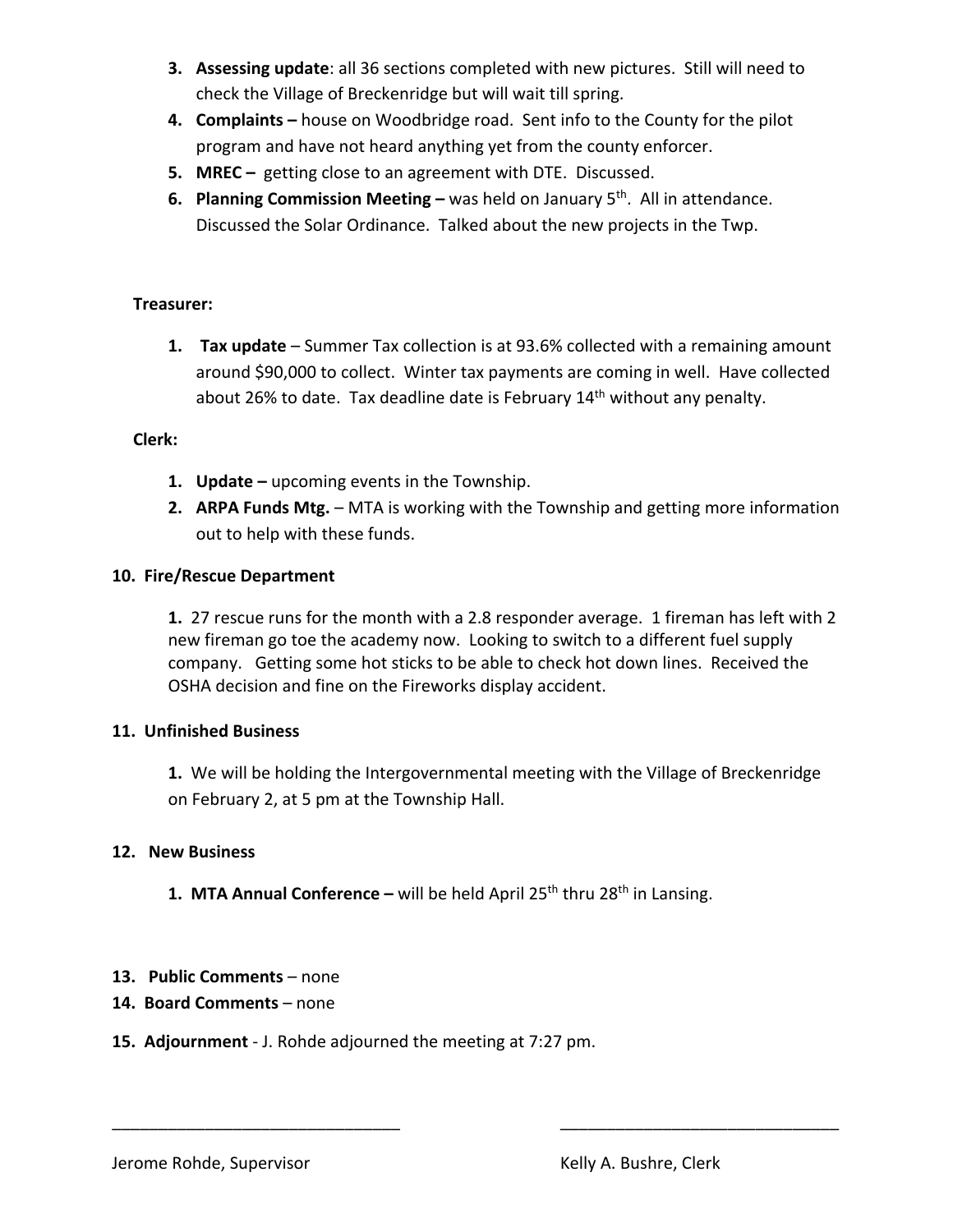3. **Assessing update**: all 36 sections completed with new pictures. Still will need to check the Village of Breckenridge but will wait till spring.
4. **Complaints –** house on Woodbridge road. Sent info to the County for the pilot program and have not heard anything yet from the county enforcer.
5. **MREC –** getting close to an agreement with DTE. Discussed.
6. **Planning Commission Meeting –** was held on January 5th. All in attendance. Discussed the Solar Ordinance. Talked about the new projects in the Twp.

**Treasurer:**

1. **Tax update** – Summer Tax collection is at 93.6% collected with a remaining amount around $90,000 to collect. Winter tax payments are coming in well. Have collected about 26% to date. Tax deadline date is February 14th without any penalty.

**Clerk:**

1. **Update –** upcoming events in the Township.
2. **ARPA Funds Mtg.** – MTA is working with the Township and getting more information out to help with these funds.

**10. Fire/Rescue Department**

**1.** 27 rescue runs for the month with a 2.8 responder average. 1 fireman has left with 2 new fireman go toe the academy now. Looking to switch to a different fuel supply company. Getting some hot sticks to be able to check hot down lines. Received the OSHA decision and fine on the Fireworks display accident.

**11. Unfinished Business**

**1.** We will be holding the Intergovernmental meeting with the Village of Breckenridge on February 2, at 5 pm at the Township Hall.

**12. New Business**

1. **MTA Annual Conference –** will be held April 25th thru 28th in Lansing.

**13. Public Comments** – none

**14. Board Comments** – none

**15. Adjournment** - J. Rohde adjourned the meeting at 7:27 pm.

_______________________________ _______________________________

Jerome Rohde, Supervisor Kelly A. Bushre, Clerk